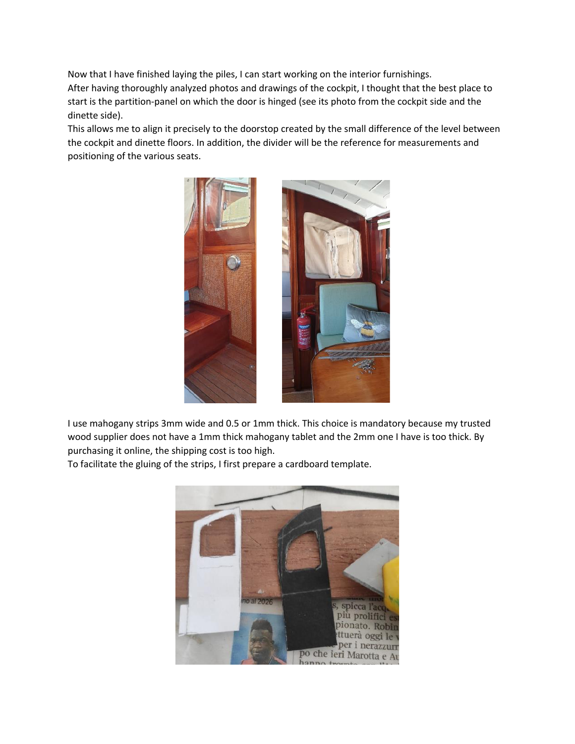Now that I have finished laying the piles, I can start working on the interior furnishings.
After having thoroughly analyzed photos and drawings of the cockpit, I thought that the best place to start is the partition-panel on which the door is hinged (see its photo from the cockpit side and the dinette side).
This allows me to align it precisely to the doorstop created by the small difference of the level between the cockpit and dinette floors. In addition, the divider will be the reference for measurements and positioning of the various seats.

I use mahogany strips 3mm wide and 0.5 or 1mm thick. This choice is mandatory because my trusted wood supplier does not have a 1mm thick mahogany tablet and the 2mm one I have is too thick. By purchasing it online, the shipping cost is too high.
To facilitate the gluing of the strips, I first prepare a cardboard template.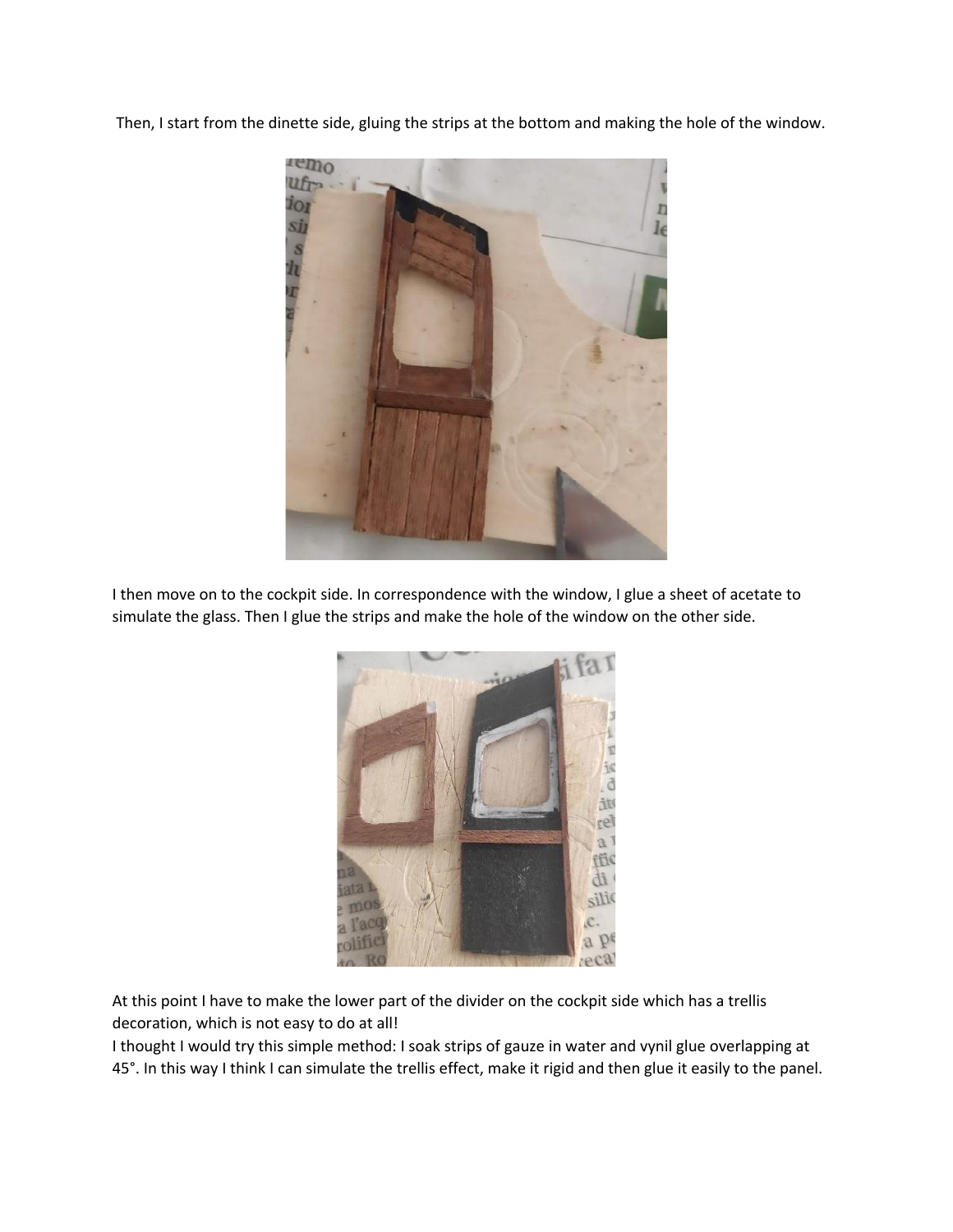Then, I start from the dinette side, gluing the strips at the bottom and making the hole of the window.

I then move on to the cockpit side. In correspondence with the window, I glue a sheet of acetate to simulate the glass. Then I glue the strips and make the hole of the window on the other side.

At this point I have to make the lower part of the divider on the cockpit side which has a trellis decoration, which is not easy to do at all!
I thought I would try this simple method: I soak strips of gauze in water and vynil glue overlapping at 45°. In this way I think I can simulate the trellis effect, make it rigid and then glue it easily to the panel.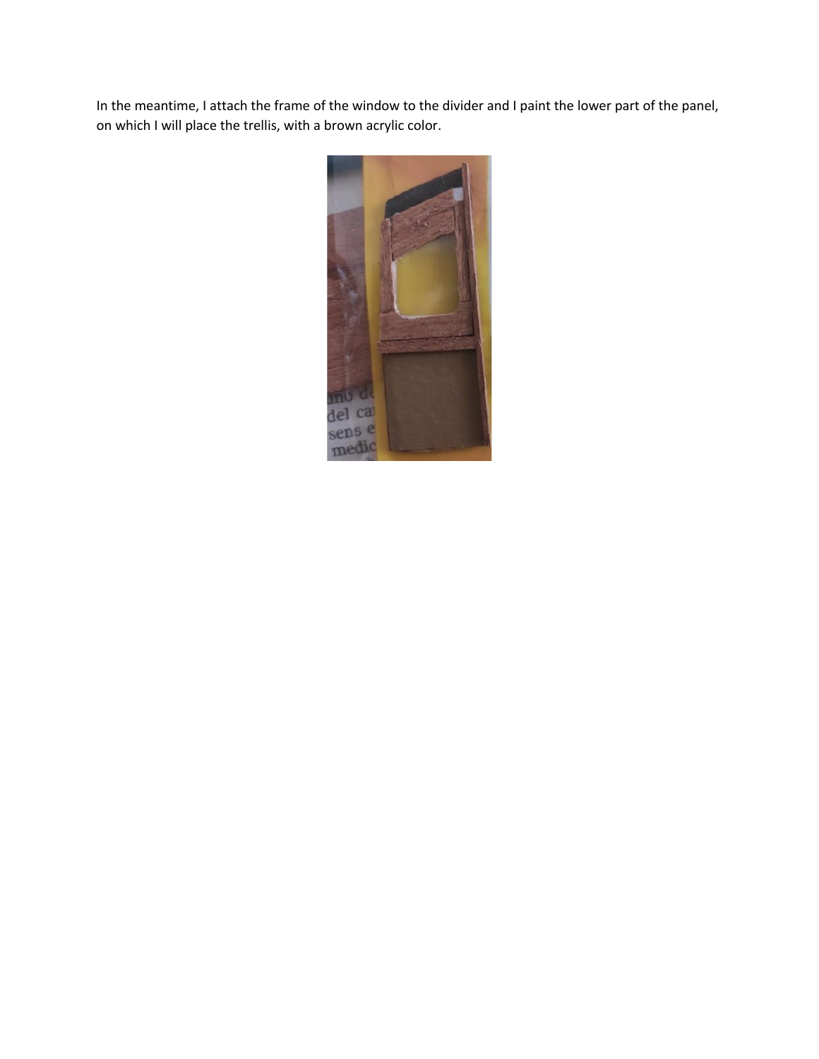In the meantime, I attach the frame of the window to the divider and I paint the lower part of the panel, on which I will place the trellis, with a brown acrylic color.